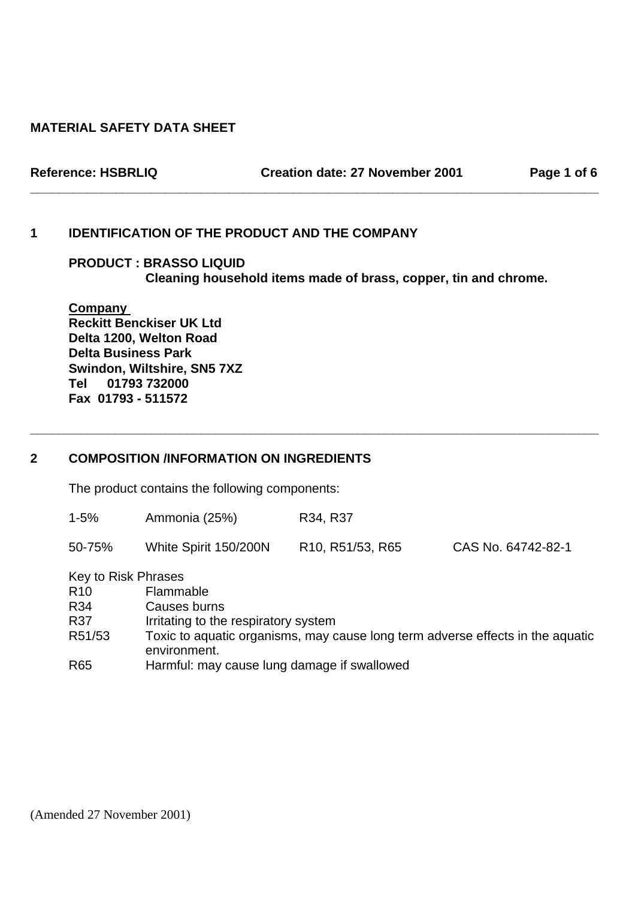# MATERIAL SAFETY DATA SHEET

**Reference: HSBRLIQ** **Creation date: 27 November 2001**

## 1 IDENTIFICATION OF THE PRODUCT AND THE COMPANY

**PRODUCT : BRASSO LIQUID**
**Cleaning household items made of brass, copper, tin and chrome.**

**Company**
**Reckitt Benckiser UK Ltd**
**Delta 1200, Welton Road**
**Delta Business Park**
**Swindon, Wiltshire, SN5 7XZ**
**Tel 01793 732000**
**Fax 01793 - 511572**

## 2 COMPOSITION /INFORMATION ON INGREDIENTS

The product contains the following components:

| | | | |
|---|---|---|---|
| 1-5% | Ammonia (25%) | R34, R37 | |
| 50-75% | White Spirit 150/200N | R10, R51/53, R65 | CAS No. 64742-82-1 |

Key to Risk Phrases

| | |
|---|---|
| R10 | Flammable |
| R34 | Causes burns |
| R37 | Irritating to the respiratory system |
| R51/53 | Toxic to aquatic organisms, may cause long term adverse effects in the aquatic environment. |
| R65 | Harmful: may cause lung damage if swallowed |

(Amended 27 November 2001)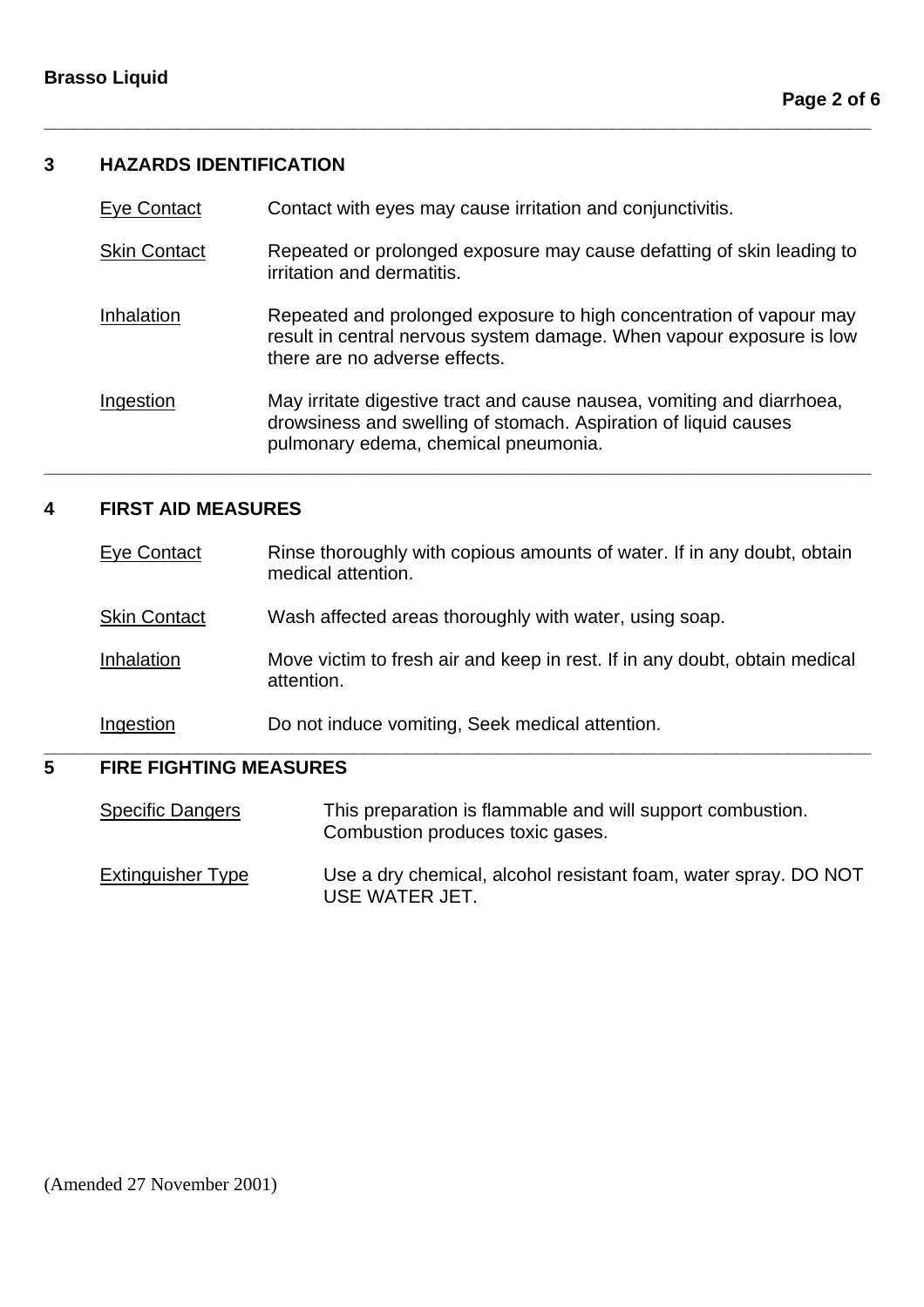## 3 HAZARDS IDENTIFICATION

| | |
|---|---|
| Eye Contact | Contact with eyes may cause irritation and conjunctivitis. |
| Skin Contact | Repeated or prolonged exposure may cause defatting of skin leading to irritation and dermatitis. |
| Inhalation | Repeated and prolonged exposure to high concentration of vapour may result in central nervous system damage. When vapour exposure is low there are no adverse effects. |
| Ingestion | May irritate digestive tract and cause nausea, vomiting and diarrhoea, drowsiness and swelling of stomach. Aspiration of liquid causes pulmonary edema, chemical pneumonia. |

## 4 FIRST AID MEASURES

| | |
|---|---|
| Eye Contact | Rinse thoroughly with copious amounts of water. If in any doubt, obtain medical attention. |
| Skin Contact | Wash affected areas thoroughly with water, using soap. |
| Inhalation | Move victim to fresh air and keep in rest. If in any doubt, obtain medical attention. |
| Ingestion | Do not induce vomiting, Seek medical attention. |

## 5 FIRE FIGHTING MEASURES

| | |
|---|---|
| Specific Dangers | This preparation is flammable and will support combustion. Combustion produces toxic gases. |
| Extinguisher Type | Use a dry chemical, alcohol resistant foam, water spray. DO NOT USE WATER JET. |

(Amended 27 November 2001)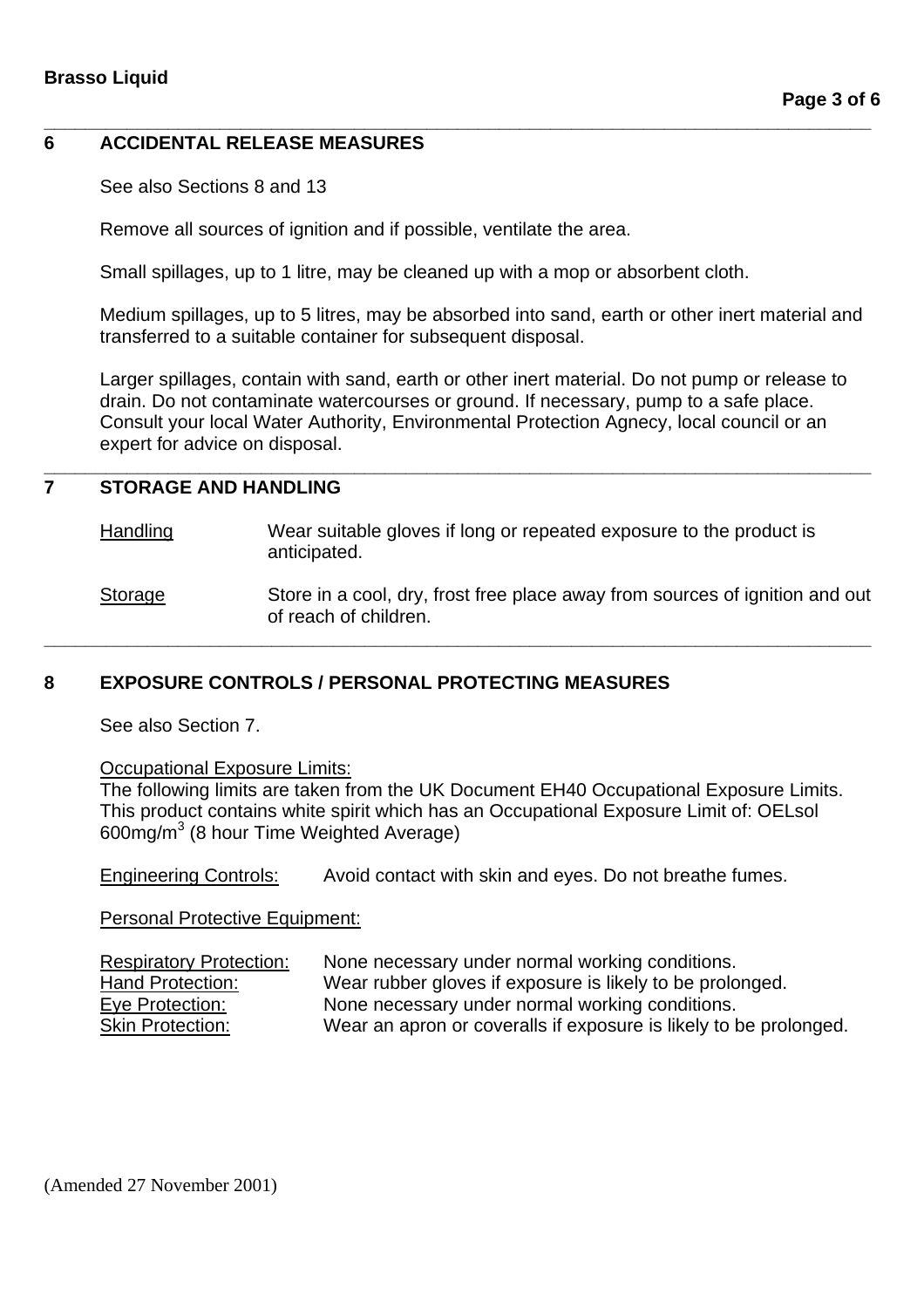## 6 ACCIDENTAL RELEASE MEASURES

See also Sections 8 and 13

Remove all sources of ignition and if possible, ventilate the area.

Small spillages, up to 1 litre, may be cleaned up with a mop or absorbent cloth.

Medium spillages, up to 5 litres, may be absorbed into sand, earth or other inert material and transferred to a suitable container for subsequent disposal.

Larger spillages, contain with sand, earth or other inert material. Do not pump or release to drain. Do not contaminate watercourses or ground. If necessary, pump to a safe place. Consult your local Water Authority, Environmental Protection Agnecy, local council or an expert for advice on disposal.

## 7 STORAGE AND HANDLING

Handling: Wear suitable gloves if long or repeated exposure to the product is anticipated.

Storage: Store in a cool, dry, frost free place away from sources of ignition and out of reach of children.

## 8 EXPOSURE CONTROLS / PERSONAL PROTECTING MEASURES

See also Section 7.

Occupational Exposure Limits:
The following limits are taken from the UK Document EH40 Occupational Exposure Limits. This product contains white spirit which has an Occupational Exposure Limit of: OELsol 600mg/$m^3$ (8 hour Time Weighted Average)

Engineering Controls: Avoid contact with skin and eyes. Do not breathe fumes.

Personal Protective Equipment:

Respiratory Protection: None necessary under normal working conditions.
Hand Protection: Wear rubber gloves if exposure is likely to be prolonged.
Eye Protection: None necessary under normal working conditions.
Skin Protection: Wear an apron or coveralls if exposure is likely to be prolonged.

(Amended 27 November 2001)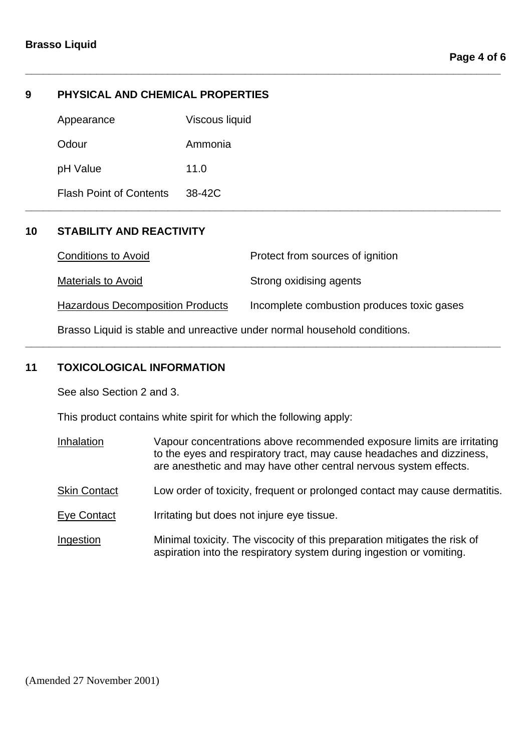## 9 PHYSICAL AND CHEMICAL PROPERTIES

| | |
|---|---|
| Appearance | Viscous liquid |
| Odour | Ammonia |
| pH Value | 11.0 |
| Flash Point of Contents | 38-42C |

## 10 STABILITY AND REACTIVITY

| | |
|---|---|
| Conditions to Avoid | Protect from sources of ignition |
| Materials to Avoid | Strong oxidising agents |
| Hazardous Decomposition Products | Incomplete combustion produces toxic gases |

Brasso Liquid is stable and unreactive under normal household conditions.

## 11 TOXICOLOGICAL INFORMATION

See also Section 2 and 3.

This product contains white spirit for which the following apply:

| | |
|---|---|
| Inhalation | Vapour concentrations above recommended exposure limits are irritating to the eyes and respiratory tract, may cause headaches and dizziness, are anesthetic and may have other central nervous system effects. |
| Skin Contact | Low order of toxicity, frequent or prolonged contact may cause dermatitis. |
| Eye Contact | Irritating but does not injure eye tissue. |
| Ingestion | Minimal toxicity. The viscocity of this preparation mitigates the risk of aspiration into the respiratory system during ingestion or vomiting. |

(Amended 27 November 2001)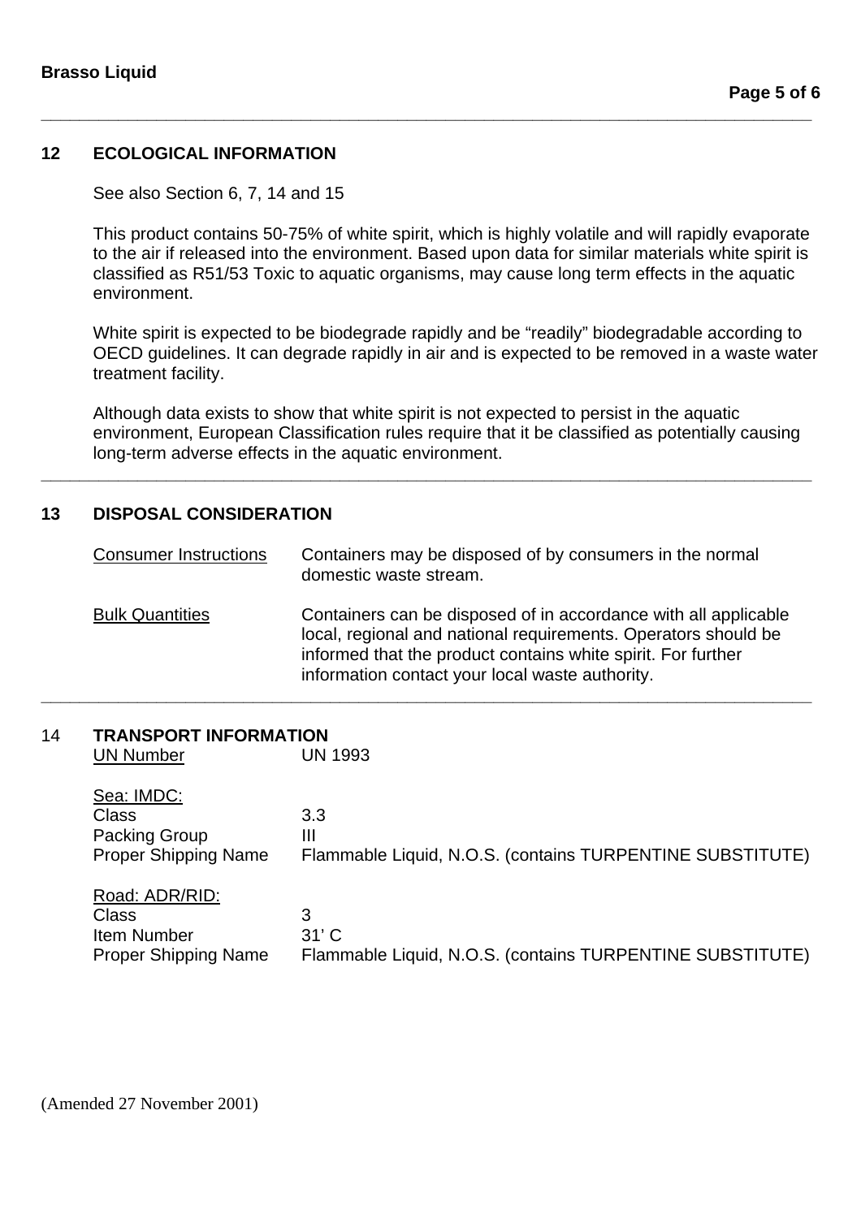## 12 ECOLOGICAL INFORMATION

See also Section 6, 7, 14 and 15

This product contains 50-75% of white spirit, which is highly volatile and will rapidly evaporate to the air if released into the environment. Based upon data for similar materials white spirit is classified as R51/53 Toxic to aquatic organisms, may cause long term effects in the aquatic environment.

White spirit is expected to be biodegrade rapidly and be "readily" biodegradable according to OECD guidelines. It can degrade rapidly in air and is expected to be removed in a waste water treatment facility.

Although data exists to show that white spirit is not expected to persist in the aquatic environment, European Classification rules require that it be classified as potentially causing long-term adverse effects in the aquatic environment.

## 13 DISPOSAL CONSIDERATION

| | |
|---|---|
| Consumer Instructions | Containers may be disposed of by consumers in the normal domestic waste stream. |
| Bulk Quantities | Containers can be disposed of in accordance with all applicable local, regional and national requirements. Operators should be informed that the product contains white spirit. For further information contact your local waste authority. |

## 14 TRANSPORT INFORMATION

| | |
|---|---|
| UN Number | UN 1993 |
| **Sea: IMDC:** | |
| Class | 3.3 |
| Packing Group | III |
| Proper Shipping Name | Flammable Liquid, N.O.S. (contains TURPENTINE SUBSTITUTE) |
| **Road: ADR/RID:** | |
| Class | 3 |
| Item Number | 31' C |
| Proper Shipping Name | Flammable Liquid, N.O.S. (contains TURPENTINE SUBSTITUTE) |

(Amended 27 November 2001)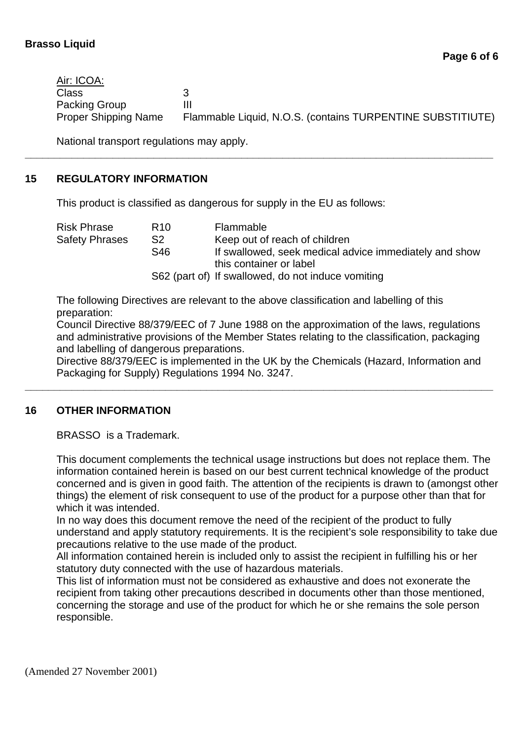Air: ICOA:

| | |
|---|---|
| Class | 3 |
| Packing Group | III |
| Proper Shipping Name | Flammable Liquid, N.O.S. (contains TURPENTINE SUBSTITIUTE) |

National transport regulations may apply.

## 15 REGULATORY INFORMATION

This product is classified as dangerous for supply in the EU as follows:

| | | |
|---|---|---|
| Risk Phrase | R10 | Flammable |
| Safety Phrases | S2 | Keep out of reach of children |
| | S46 | If swallowed, seek medical advice immediately and show this container or label |
| | S62 (part of) | If swallowed, do not induce vomiting |

The following Directives are relevant to the above classification and labelling of this preparation:
Council Directive 88/379/EEC of 7 June 1988 on the approximation of the laws, regulations and administrative provisions of the Member States relating to the classification, packaging and labelling of dangerous preparations.
Directive 88/379/EEC is implemented in the UK by the Chemicals (Hazard, Information and Packaging for Supply) Regulations 1994 No. 3247.

## 16 OTHER INFORMATION

BRASSO is a Trademark.

This document complements the technical usage instructions but does not replace them. The information contained herein is based on our best current technical knowledge of the product concerned and is given in good faith. The attention of the recipients is drawn to (amongst other things) the element of risk consequent to use of the product for a purpose other than that for which it was intended.
In no way does this document remove the need of the recipient of the product to fully understand and apply statutory requirements. It is the recipient's sole responsibility to take due precautions relative to the use made of the product.
All information contained herein is included only to assist the recipient in fulfilling his or her statutory duty connected with the use of hazardous materials.
This list of information must not be considered as exhaustive and does not exonerate the recipient from taking other precautions described in documents other than those mentioned, concerning the storage and use of the product for which he or she remains the sole person responsible.

(Amended 27 November 2001)